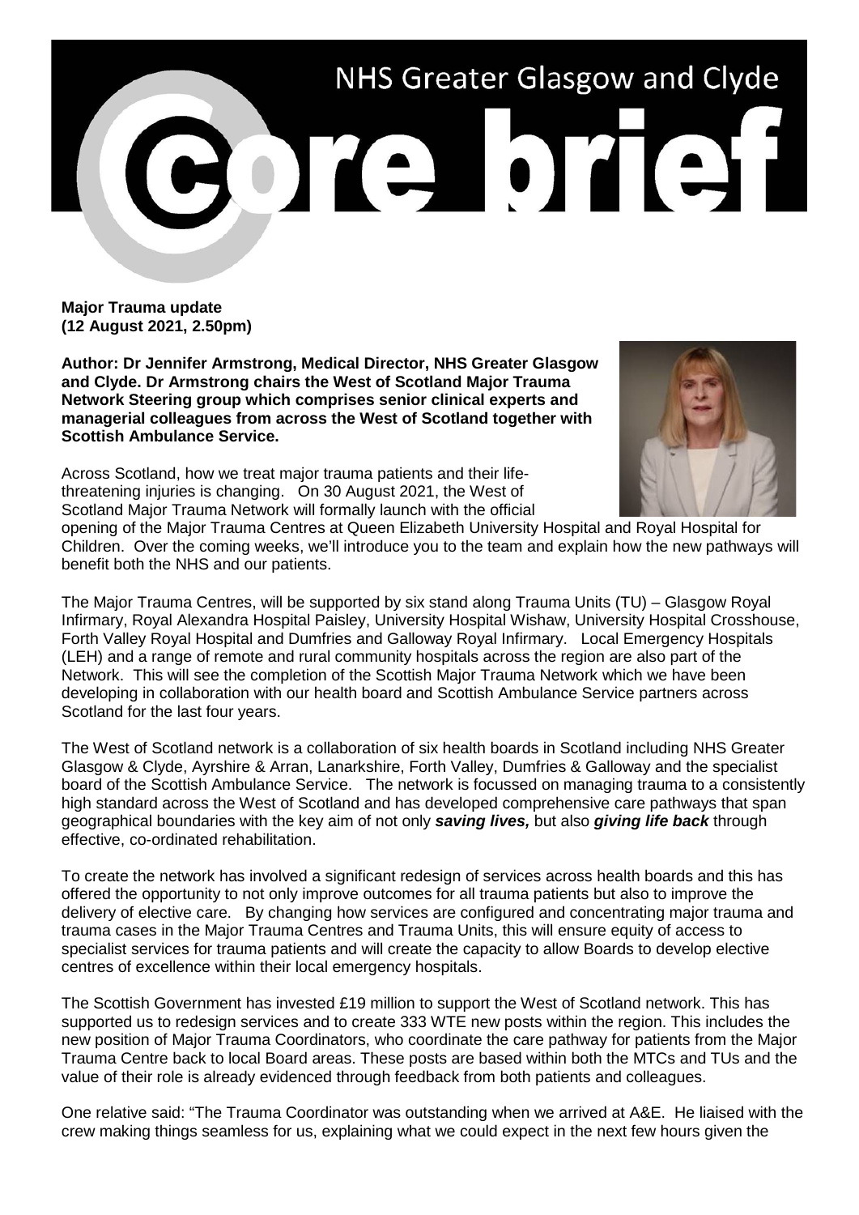# NHS Greater Glasgow and Clyde

# core brief

**Major Trauma update**
**(12 August 2021, 2.50pm)**

**Author: Dr Jennifer Armstrong, Medical Director, NHS Greater Glasgow and Clyde. Dr Armstrong chairs the West of Scotland Major Trauma Network Steering group which comprises senior clinical experts and managerial colleagues from across the West of Scotland together with Scottish Ambulance Service.**

Across Scotland, how we treat major trauma patients and their life-threatening injuries is changing. On 30 August 2021, the West of Scotland Major Trauma Network will formally launch with the official opening of the Major Trauma Centres at Queen Elizabeth University Hospital and Royal Hospital for Children. Over the coming weeks, we'll introduce you to the team and explain how the new pathways will benefit both the NHS and our patients.

The Major Trauma Centres, will be supported by six stand along Trauma Units (TU) – Glasgow Royal Infirmary, Royal Alexandra Hospital Paisley, University Hospital Wishaw, University Hospital Crosshouse, Forth Valley Royal Hospital and Dumfries and Galloway Royal Infirmary. Local Emergency Hospitals (LEH) and a range of remote and rural community hospitals across the region are also part of the Network. This will see the completion of the Scottish Major Trauma Network which we have been developing in collaboration with our health board and Scottish Ambulance Service partners across Scotland for the last four years.

The West of Scotland network is a collaboration of six health boards in Scotland including NHS Greater Glasgow & Clyde, Ayrshire & Arran, Lanarkshire, Forth Valley, Dumfries & Galloway and the specialist board of the Scottish Ambulance Service. The network is focussed on managing trauma to a consistently high standard across the West of Scotland and has developed comprehensive care pathways that span geographical boundaries with the key aim of not only ***saving lives,*** but also ***giving life back*** through effective, co-ordinated rehabilitation.

To create the network has involved a significant redesign of services across health boards and this has offered the opportunity to not only improve outcomes for all trauma patients but also to improve the delivery of elective care. By changing how services are configured and concentrating major trauma and trauma cases in the Major Trauma Centres and Trauma Units, this will ensure equity of access to specialist services for trauma patients and will create the capacity to allow Boards to develop elective centres of excellence within their local emergency hospitals.

The Scottish Government has invested £19 million to support the West of Scotland network. This has supported us to redesign services and to create 333 WTE new posts within the region. This includes the new position of Major Trauma Coordinators, who coordinate the care pathway for patients from the Major Trauma Centre back to local Board areas. These posts are based within both the MTCs and TUs and the value of their role is already evidenced through feedback from both patients and colleagues.

One relative said: "The Trauma Coordinator was outstanding when we arrived at A&E. He liaised with the crew making things seamless for us, explaining what we could expect in the next few hours given the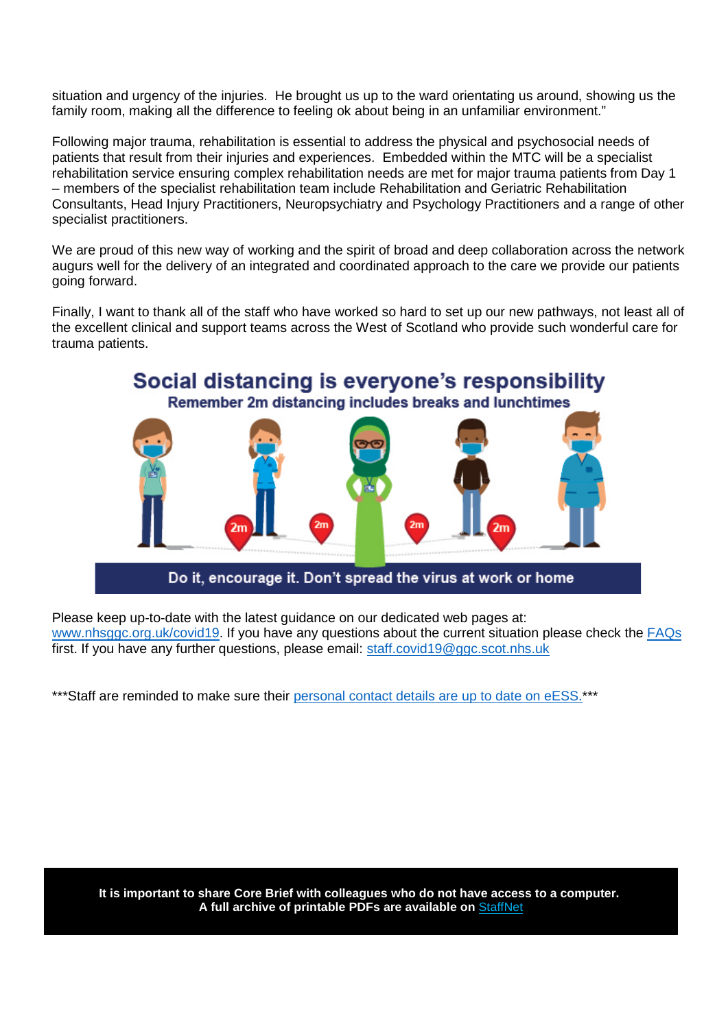situation and urgency of the injuries. He brought us up to the ward orientating us around, showing us the family room, making all the difference to feeling ok about being in an unfamiliar environment."

Following major trauma, rehabilitation is essential to address the physical and psychosocial needs of patients that result from their injuries and experiences. Embedded within the MTC will be a specialist rehabilitation service ensuring complex rehabilitation needs are met for major trauma patients from Day 1 – members of the specialist rehabilitation team include Rehabilitation and Geriatric Rehabilitation Consultants, Head Injury Practitioners, Neuropsychiatry and Psychology Practitioners and a range of other specialist practitioners.

We are proud of this new way of working and the spirit of broad and deep collaboration across the network augurs well for the delivery of an integrated and coordinated approach to the care we provide our patients going forward.

Finally, I want to thank all of the staff who have worked so hard to set up our new pathways, not least all of the excellent clinical and support teams across the West of Scotland who provide such wonderful care for trauma patients.

**Social distancing is everyone's responsibility**

**Remember 2m distancing includes breaks and lunchtimes**

2m 2m 2m 2m

**Do it, encourage it. Don't spread the virus at work or home**

Please keep up-to-date with the latest guidance on our dedicated web pages at: [www.nhsggc.org.uk/covid19](http://www.nhsggc.org.uk/covid19). If you have any questions about the current situation please check the [FAQs](#) first. If you have any further questions, please email: [staff.covid19@ggc.scot.nhs.uk](mailto:staff.covid19@ggc.scot.nhs.uk)

***Staff are reminded to make sure their [personal contact details are up to date on eESS.](#)***

**It is important to share Core Brief with colleagues who do not have access to a computer.**
**A full archive of printable PDFs are available on [StaffNet](#)**